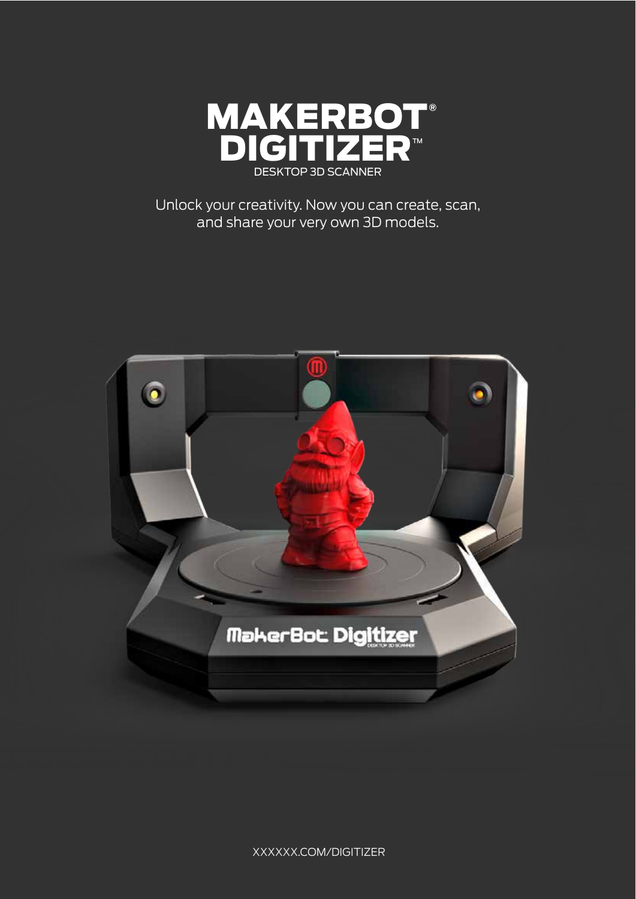# MAKERBOT® DIGITIZER™

DESKTOP 3D SCANNER

Unlock your creativity. Now you can create, scan, and share your very own 3D models.

XXXXXX.COM/DIGITIZER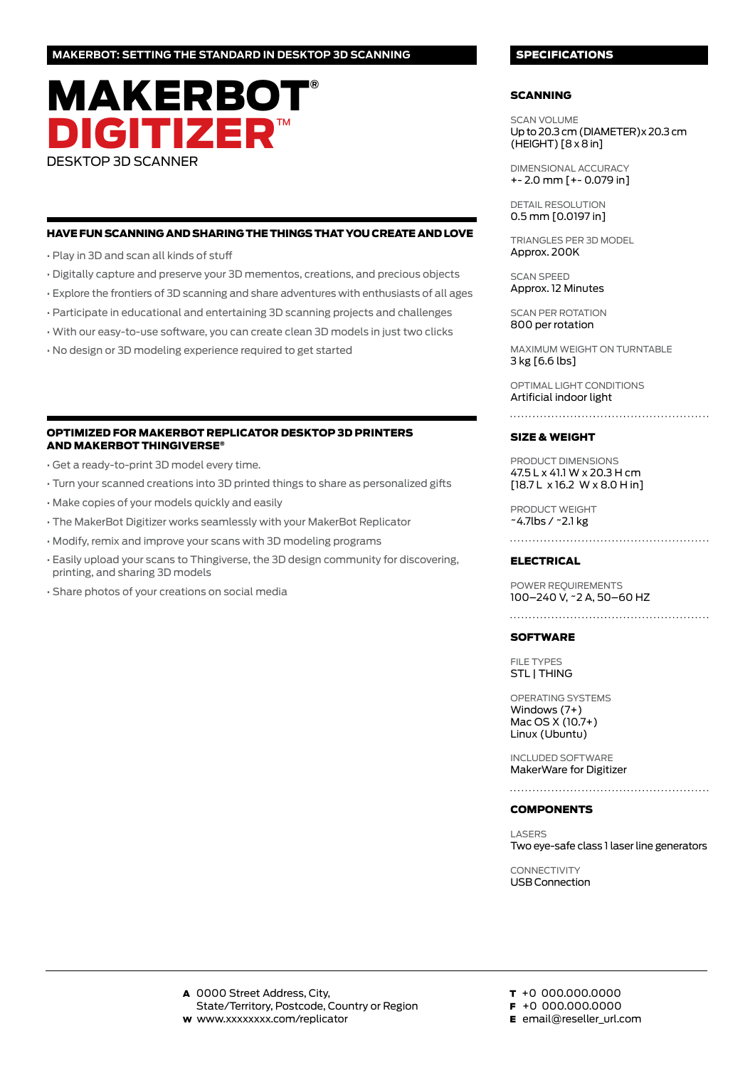MAKERBOT: SETTING THE STANDARD IN DESKTOP 3D SCANNING

# MAKERBOT® DIGITIZER™

DESKTOP 3D SCANNER

## HAVE FUN SCANNING AND SHARING THE THINGS THAT YOU CREATE AND LOVE

- Play in 3D and scan all kinds of stuff
- Digitally capture and preserve your 3D mementos, creations, and precious objects
- Explore the frontiers of 3D scanning and share adventures with enthusiasts of all ages
- Participate in educational and entertaining 3D scanning projects and challenges
- With our easy-to-use software, you can create clean 3D models in just two clicks
- No design or 3D modeling experience required to get started

## OPTIMIZED FOR MAKERBOT REPLICATOR DESKTOP 3D PRINTERS AND MAKERBOT THINGIVERSE®

- Get a ready-to-print 3D model every time.
- Turn your scanned creations into 3D printed things to share as personalized gifts
- Make copies of your models quickly and easily
- The MakerBot Digitizer works seamlessly with your MakerBot Replicator
- Modify, remix and improve your scans with 3D modeling programs
- Easily upload your scans to Thingiverse, the 3D design community for discovering, printing, and sharing 3D models
- Share photos of your creations on social media

## SPECIFICATIONS

### SCANNING

SCAN VOLUME
Up to 20.3 cm (DIAMETER) x 20.3 cm (HEIGHT) [8 x 8 in]

DIMENSIONAL ACCURACY
+- 2.0 mm [+- 0.079 in]

DETAIL RESOLUTION
0.5 mm [0.0197 in]

TRIANGLES PER 3D MODEL
Approx. 200K

SCAN SPEED
Approx. 12 Minutes

SCAN PER ROTATION
800 per rotation

MAXIMUM WEIGHT ON TURNTABLE
3 kg [6.6 lbs]

OPTIMAL LIGHT CONDITIONS
Artificial indoor light

### SIZE & WEIGHT

PRODUCT DIMENSIONS
47.5 L x 41.1 W x 20.3 H cm
[18.7 L x 16.2 W x 8.0 H in]

PRODUCT WEIGHT
~4.7lbs / ~2.1 kg

### ELECTRICAL

POWER REQUIREMENTS
100–240 V, ~2 A, 50–60 HZ

### SOFTWARE

FILE TYPES
STL | THING

OPERATING SYSTEMS
Windows (7+)
Mac OS X (10.7+)
Linux (Ubuntu)

INCLUDED SOFTWARE
MakerWare for Digitizer

### COMPONENTS

LASERS
Two eye-safe class 1 laser line generators

CONNECTIVITY
USB Connection

**A** 0000 Street Address, City,
State/Territory, Postcode, Country or Region
**W** www.xxxxxxxx.com/replicator

**T** +0 000.000.0000
**F** +0 000.000.0000
**E** email@reseller_url.com